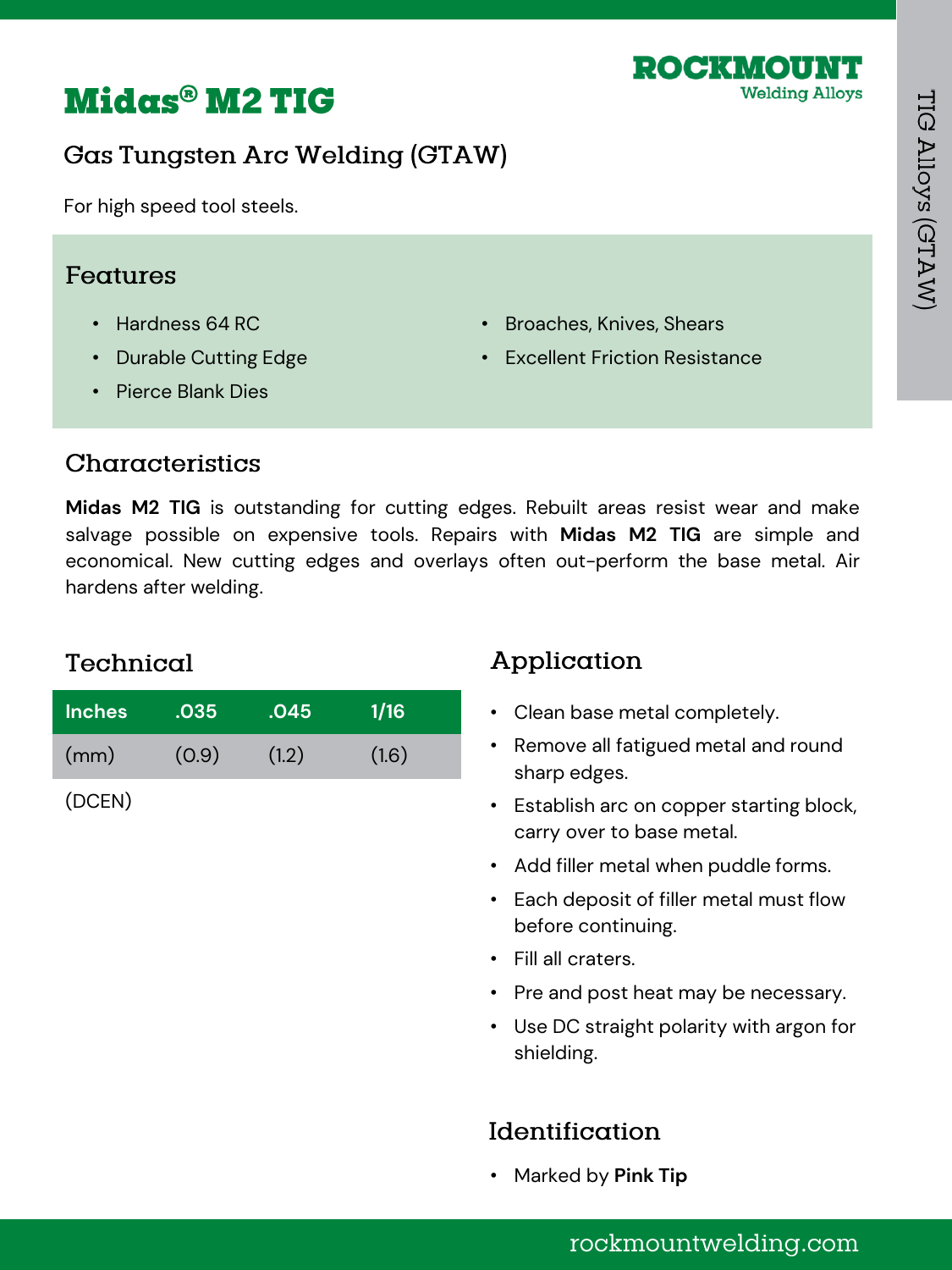# Midas® M2 TIG

ROCKMOUNT Welding Alloys

## Gas Tungsten Arc Welding (GTAW)

For high speed tool steels.

## Features

- Hardness 64 RC
- Durable Cutting Edge
- Pierce Blank Dies
- Broaches, Knives, Shears
- Excellent Friction Resistance

## Characteristics

**Midas M2 TIG** is outstanding for cutting edges. Rebuilt areas resist wear and make salvage possible on expensive tools. Repairs with **Midas M2 TIG** are simple and economical. New cutting edges and overlays often out-perform the base metal. Air hardens after welding.

## Technical

| Inches | .035 | .045 | 1/16 |
|---|---|---|---|
| (mm) | (0.9) | (1.2) | (1.6) |

(DCEN)

## Application

- Clean base metal completely.
- Remove all fatigued metal and round sharp edges.
- Establish arc on copper starting block, carry over to base metal.
- Add filler metal when puddle forms.
- Each deposit of filler metal must flow before continuing.
- Fill all craters.
- Pre and post heat may be necessary.
- Use DC straight polarity with argon for shielding.

## Identification

- Marked by **Pink Tip**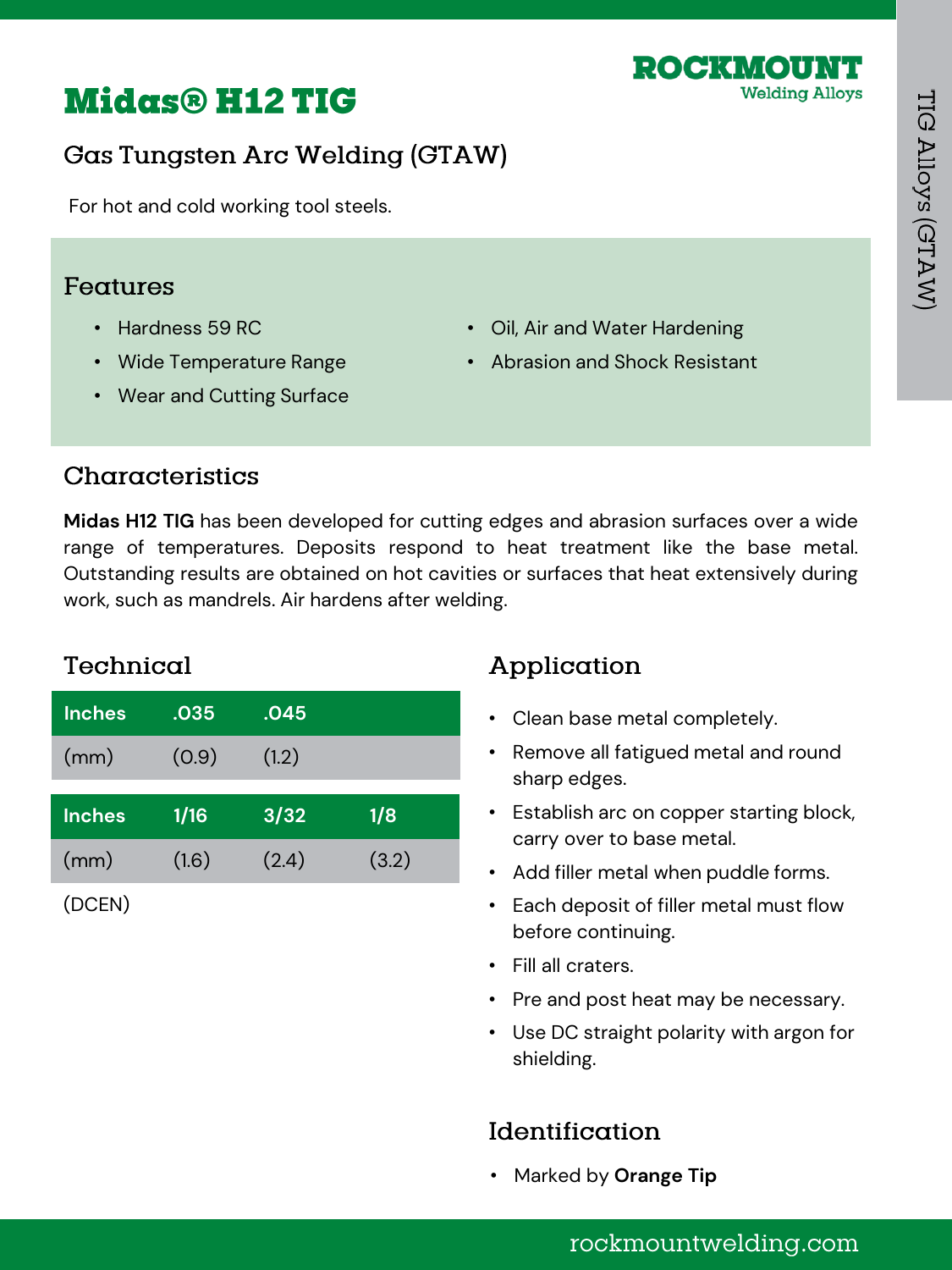# Midas® H12 TIG

ROCKMOUNT
Welding Alloys

## Gas Tungsten Arc Welding (GTAW)

For hot and cold working tool steels.

### Features

- Hardness 59 RC
- Wide Temperature Range
- Wear and Cutting Surface
- Oil, Air and Water Hardening
- Abrasion and Shock Resistant

### Characteristics

**Midas H12 TIG** has been developed for cutting edges and abrasion surfaces over a wide range of temperatures. Deposits respond to heat treatment like the base metal. Outstanding results are obtained on hot cavities or surfaces that heat extensively during work, such as mandrels. Air hardens after welding.

### Technical

| Inches | .035 | .045 |
|---|---|---|
| (mm) | (0.9) | (1.2) |

| Inches | 1/16 | 3/32 | 1/8 |
|---|---|---|---|
| (mm) | (1.6) | (2.4) | (3.2) |

(DCEN)

### Application

- Clean base metal completely.
- Remove all fatigued metal and round sharp edges.
- Establish arc on copper starting block, carry over to base metal.
- Add filler metal when puddle forms.
- Each deposit of filler metal must flow before continuing.
- Fill all craters.
- Pre and post heat may be necessary.
- Use DC straight polarity with argon for shielding.

### Identification

- Marked by **Orange Tip**